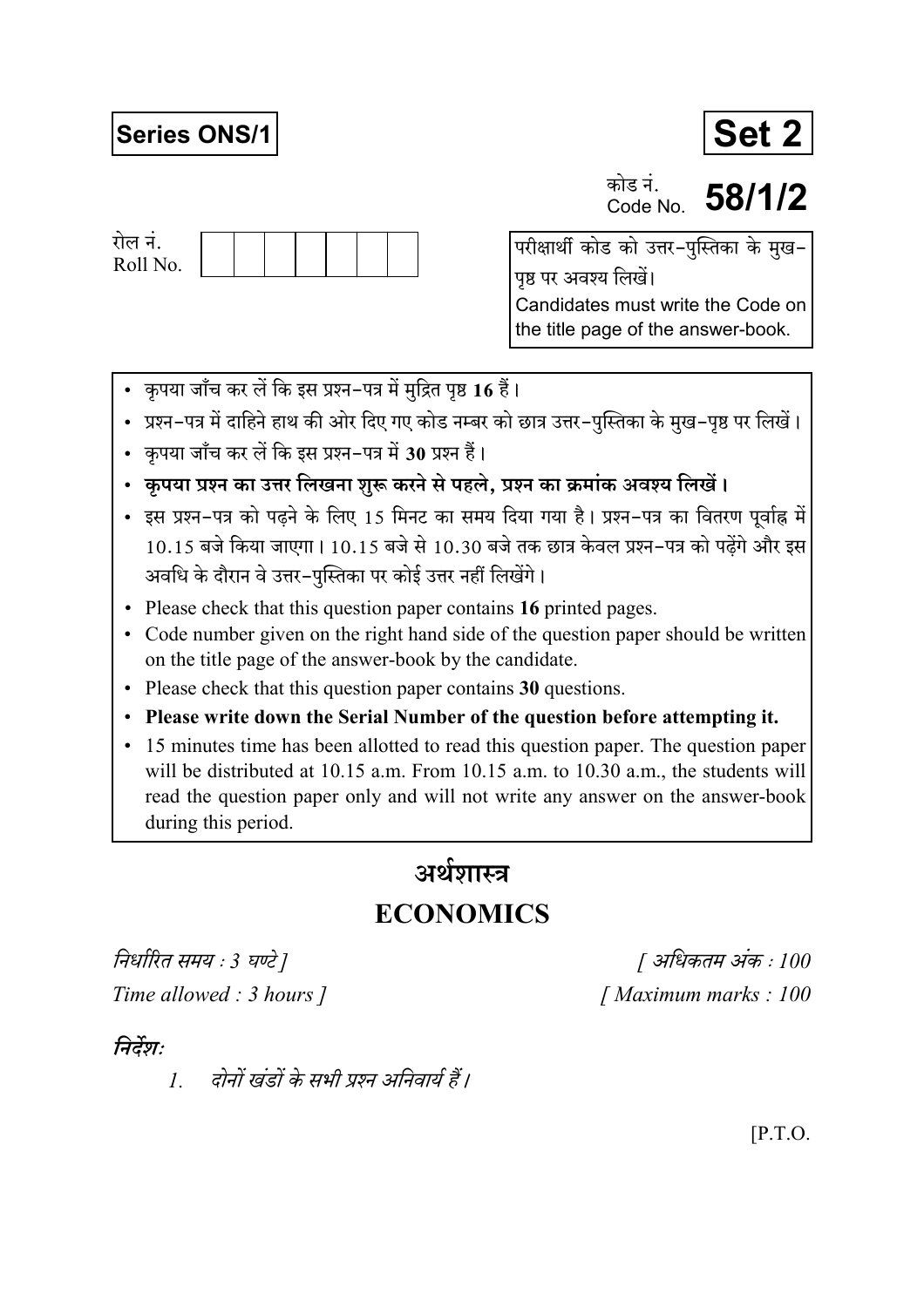**Series ONS/1**

**Set 2**

कोड नं.
Code No. **58/1/2**

रोल नं.
Roll No.

| | | | | | | |
|---|---|---|---|---|---|---|

परीक्षार्थी कोड को उत्तर-पुस्तिका के मुख-पृष्ठ पर अवश्य लिखें।
Candidates must write the Code on the title page of the answer-book.

- कृपया जाँच कर लें कि इस प्रश्न-पत्र में मुद्रित पृष्ठ **16** हैं।
- प्रश्न-पत्र में दाहिने हाथ की ओर दिए गए कोड नम्बर को छात्र उत्तर-पुस्तिका के मुख-पृष्ठ पर लिखें।
- कृपया जाँच कर लें कि इस प्रश्न-पत्र में **30** प्रश्न हैं।
- **कृपया प्रश्न का उत्तर लिखना शुरू करने से पहले, प्रश्न का क्रमांक अवश्य लिखें।**
- इस प्रश्न-पत्र को पढ़ने के लिए 15 मिनट का समय दिया गया है। प्रश्न-पत्र का वितरण पूर्वाह्न में 10.15 बजे किया जाएगा। 10.15 बजे से 10.30 बजे तक छात्र केवल प्रश्न-पत्र को पढ़ेंगे और इस अवधि के दौरान वे उत्तर-पुस्तिका पर कोई उत्तर नहीं लिखेंगे।
- Please check that this question paper contains **16** printed pages.
- Code number given on the right hand side of the question paper should be written on the title page of the answer-book by the candidate.
- Please check that this question paper contains **30** questions.
- **Please write down the Serial Number of the question before attempting it.**
- 15 minutes time has been allotted to read this question paper. The question paper will be distributed at 10.15 a.m. From 10.15 a.m. to 10.30 a.m., the students will read the question paper only and will not write any answer on the answer-book during this period.

# अर्थशास्त्र
# ECONOMICS

*निर्धारित समय : 3 घण्टे ]* *[ अधिकतम अंक : 100*

*Time allowed : 3 hours ]* *[ Maximum marks : 100*

***निर्देश:***

*1. दोनों खंडों के सभी प्रश्न अनिवार्य हैं।*

[P.T.O.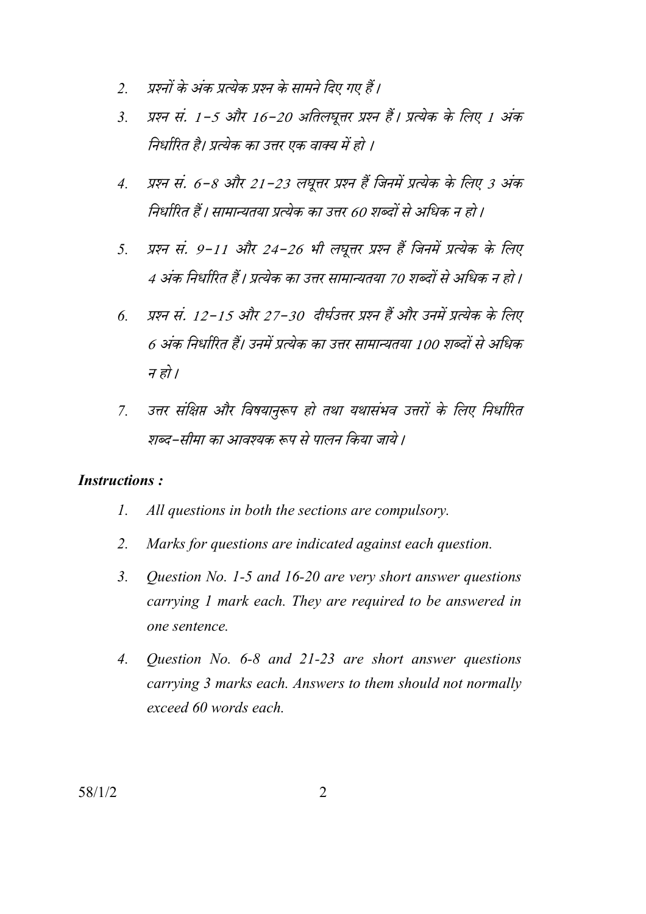2. प्रश्नों के अंक प्रत्येक प्रश्न के सामने दिए गए हैं।
3. प्रश्न सं. 1-5 और 16-20 अतिलघूत्तर प्रश्न हैं। प्रत्येक के लिए 1 अंक निर्धारित है। प्रत्येक का उत्तर एक वाक्य में हो।
4. प्रश्न सं. 6-8 और 21-23 लघूत्तर प्रश्न हैं जिनमें प्रत्येक के लिए 3 अंक निर्धारित हैं। सामान्यतया प्रत्येक का उत्तर 60 शब्दों से अधिक न हो।
5. प्रश्न सं. 9-11 और 24-26 भी लघूत्तर प्रश्न हैं जिनमें प्रत्येक के लिए 4 अंक निर्धारित हैं। प्रत्येक का उत्तर सामान्यतया 70 शब्दों से अधिक न हो।
6. प्रश्न सं. 12-15 और 27-30 दीर्घउत्तर प्रश्न हैं और उनमें प्रत्येक के लिए 6 अंक निर्धारित हैं। उनमें प्रत्येक का उत्तर सामान्यतया 100 शब्दों से अधिक न हो।
7. उत्तर संक्षिप्त और विषयानुरूप हो तथा यथासंभव उत्तरों के लिए निर्धारित शब्द-सीमा का आवश्यक रूप से पालन किया जाये।

***Instructions :***

1. *All questions in both the sections are compulsory.*
2. *Marks for questions are indicated against each question.*
3. *Question No. 1-5 and 16-20 are very short answer questions carrying 1 mark each. They are required to be answered in one sentence.*
4. *Question No. 6-8 and 21-23 are short answer questions carrying 3 marks each. Answers to them should not normally exceed 60 words each.*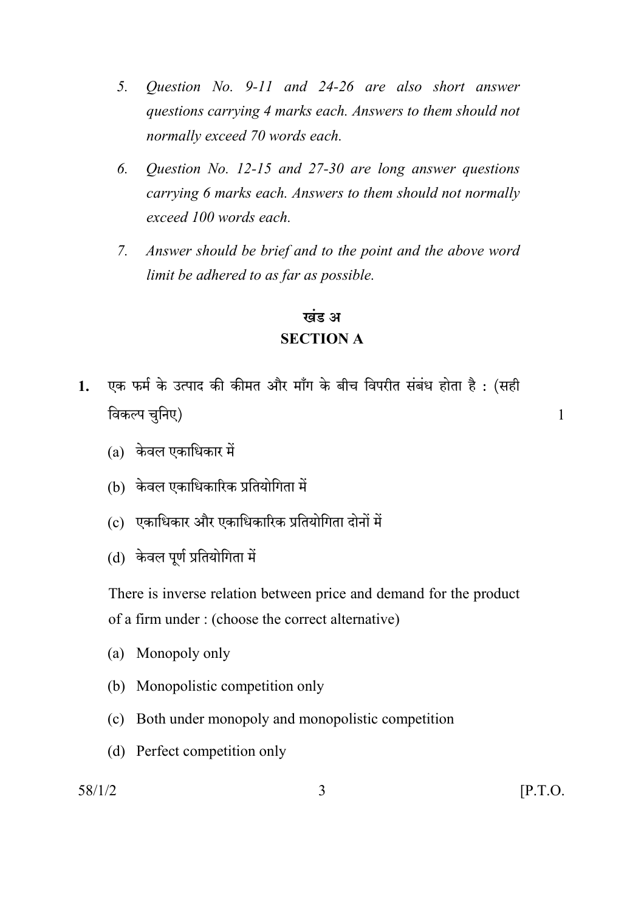5. *Question No. 9-11 and 24-26 are also short answer questions carrying 4 marks each. Answers to them should not normally exceed 70 words each.*

6. *Question No. 12-15 and 27-30 are long answer questions carrying 6 marks each. Answers to them should not normally exceed 100 words each.*

7. *Answer should be brief and to the point and the above word limit be adhered to as far as possible.*

## खंड अ
## SECTION A

**1.** एक फर्म के उत्पाद की कीमत और माँग के बीच विपरीत संबंध होता है : (सही विकल्प चुनिए) 1

(a) केवल एकाधिकार में

(b) केवल एकाधिकारिक प्रतियोगिता में

(c) एकाधिकार और एकाधिकारिक प्रतियोगिता दोनों में

(d) केवल पूर्ण प्रतियोगिता में

There is inverse relation between price and demand for the product of a firm under : (choose the correct alternative)

(a) Monopoly only

(b) Monopolistic competition only

(c) Both under monopoly and monopolistic competition

(d) Perfect competition only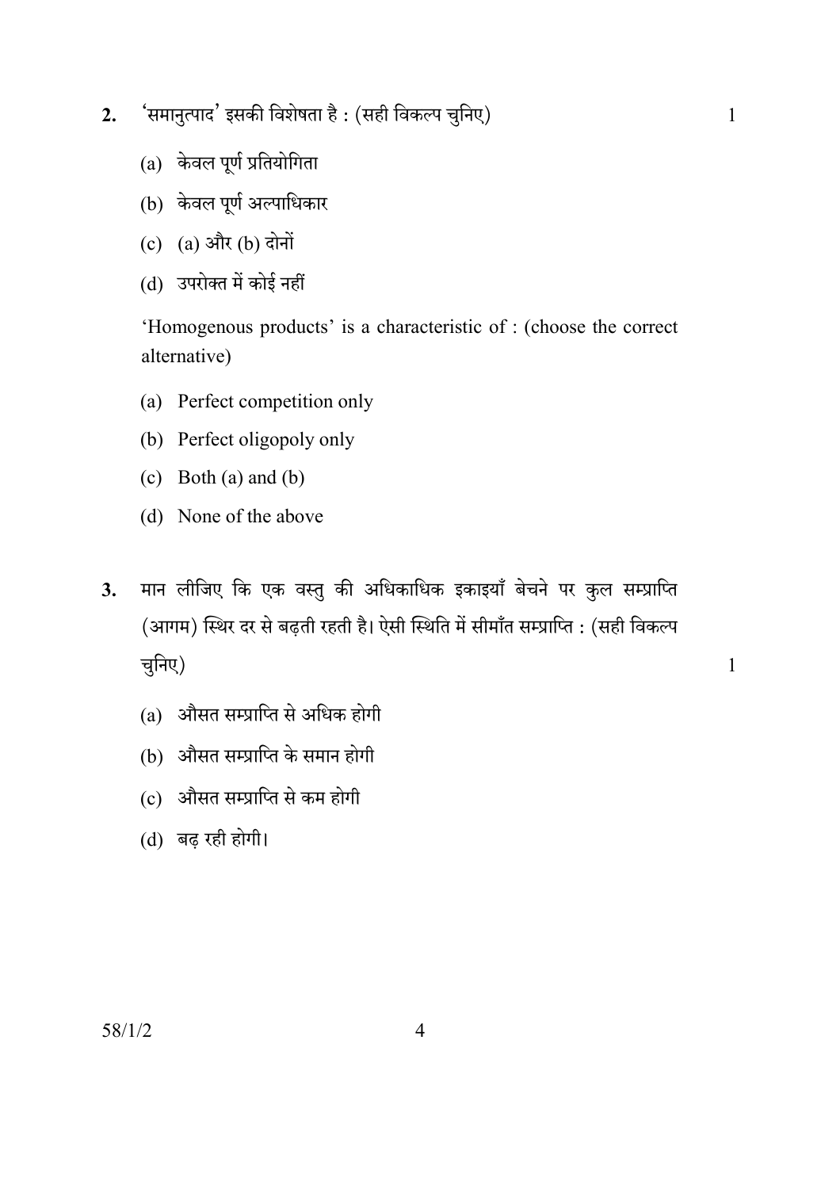**2.** 'समानुत्पाद' इसकी विशेषता है : (सही विकल्प चुनिए) 1

(a) केवल पूर्ण प्रतियोगिता

(b) केवल पूर्ण अल्पाधिकार

(c) (a) और (b) दोनों

(d) उपरोक्त में कोई नहीं

'Homogenous products' is a characteristic of : (choose the correct alternative)

(a) Perfect competition only

(b) Perfect oligopoly only

(c) Both (a) and (b)

(d) None of the above

**3.** मान लीजिए कि एक वस्तु की अधिकाधिक इकाइयाँ बेचने पर कुल सम्प्राप्ति (आगम) स्थिर दर से बढ़ती रहती है। ऐसी स्थिति में सीमाँत सम्प्राप्ति : (सही विकल्प चुनिए) 1

(a) औसत सम्प्राप्ति से अधिक होगी

(b) औसत सम्प्राप्ति के समान होगी

(c) औसत सम्प्राप्ति से कम होगी

(d) बढ़ रही होगी।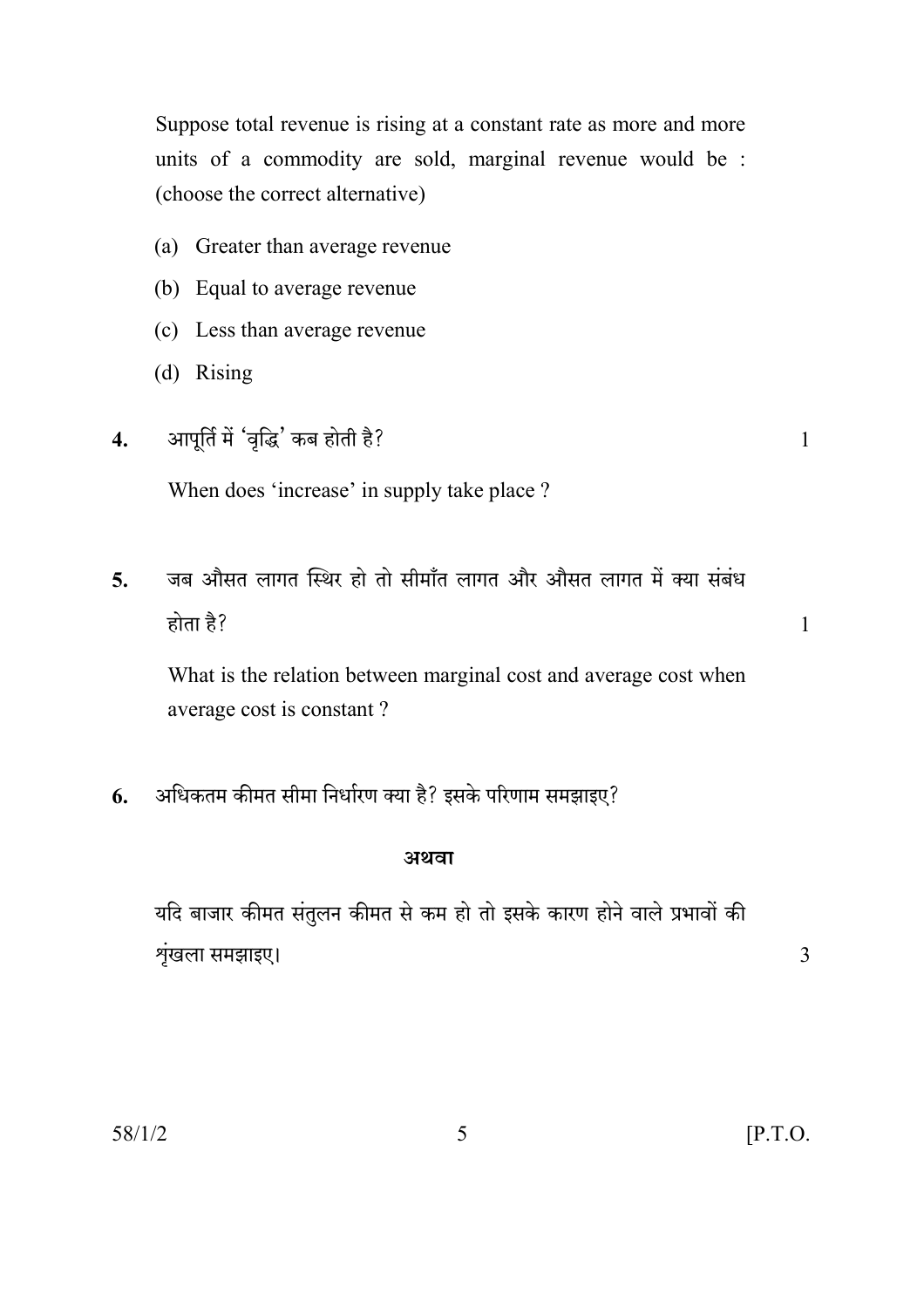Suppose total revenue is rising at a constant rate as more and more units of a commodity are sold, marginal revenue would be : (choose the correct alternative)

(a) Greater than average revenue

(b) Equal to average revenue

(c) Less than average revenue

(d) Rising

**4.** आपूर्ति में 'वृद्धि' कब होती है? 1

When does 'increase' in supply take place ?

**5.** जब औसत लागत स्थिर हो तो सीमाँत लागत और औसत लागत में क्या संबंध होता है? 1

What is the relation between marginal cost and average cost when average cost is constant ?

**6.** अधिकतम कीमत सीमा निर्धारण क्या है? इसके परिणाम समझाइए?

**अथवा**

यदि बाजार कीमत संतुलन कीमत से कम हो तो इसके कारण होने वाले प्रभावों की श्रृंखला समझाइए। 3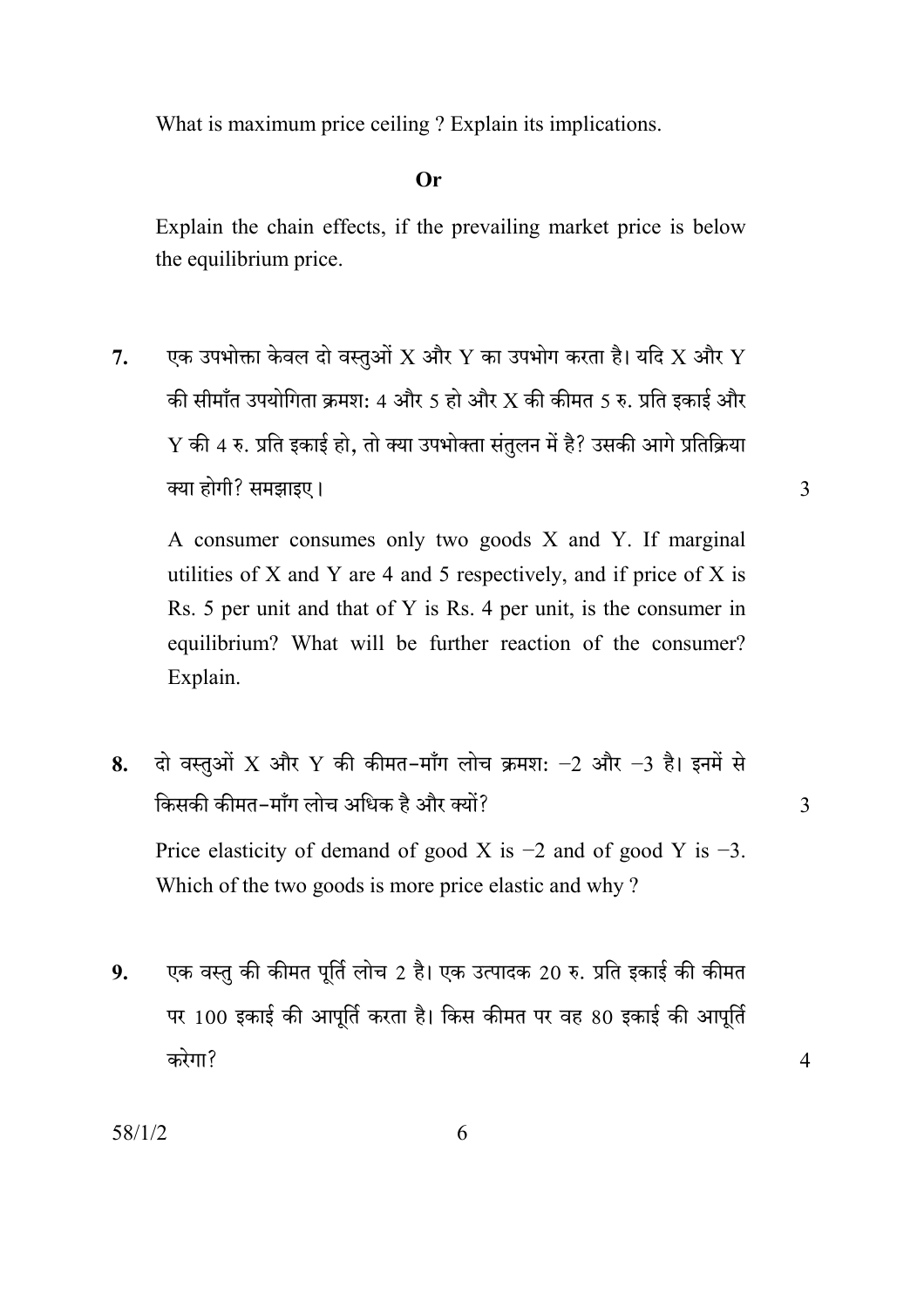What is maximum price ceiling ? Explain its implications.

**Or**

Explain the chain effects, if the prevailing market price is below the equilibrium price.

**7.** एक उपभोक्ता केवल दो वस्तुओं X और Y का उपभोग करता है। यदि X और Y की सीमाँत उपयोगिता क्रमश: 4 और 5 हो और X की कीमत 5 रु. प्रति इकाई और Y की 4 रु. प्रति इकाई हो, तो क्या उपभोक्ता संतुलन में है? उसकी आगे प्रतिक्रिया क्या होगी? समझाइए। 3

A consumer consumes only two goods X and Y. If marginal utilities of X and Y are 4 and 5 respectively, and if price of X is Rs. 5 per unit and that of Y is Rs. 4 per unit, is the consumer in equilibrium? What will be further reaction of the consumer? Explain.

**8.** दो वस्तुओं X और Y की कीमत-माँग लोच क्रमश: −2 और −3 है। इनमें से किसकी कीमत-माँग लोच अधिक है और क्यों? 3

Price elasticity of demand of good X is −2 and of good Y is −3. Which of the two goods is more price elastic and why ?

**9.** एक वस्तु की कीमत पूर्ति लोच 2 है। एक उत्पादक 20 रु. प्रति इकाई की कीमत पर 100 इकाई की आपूर्ति करता है। किस कीमत पर वह 80 इकाई की आपूर्ति करेगा? 4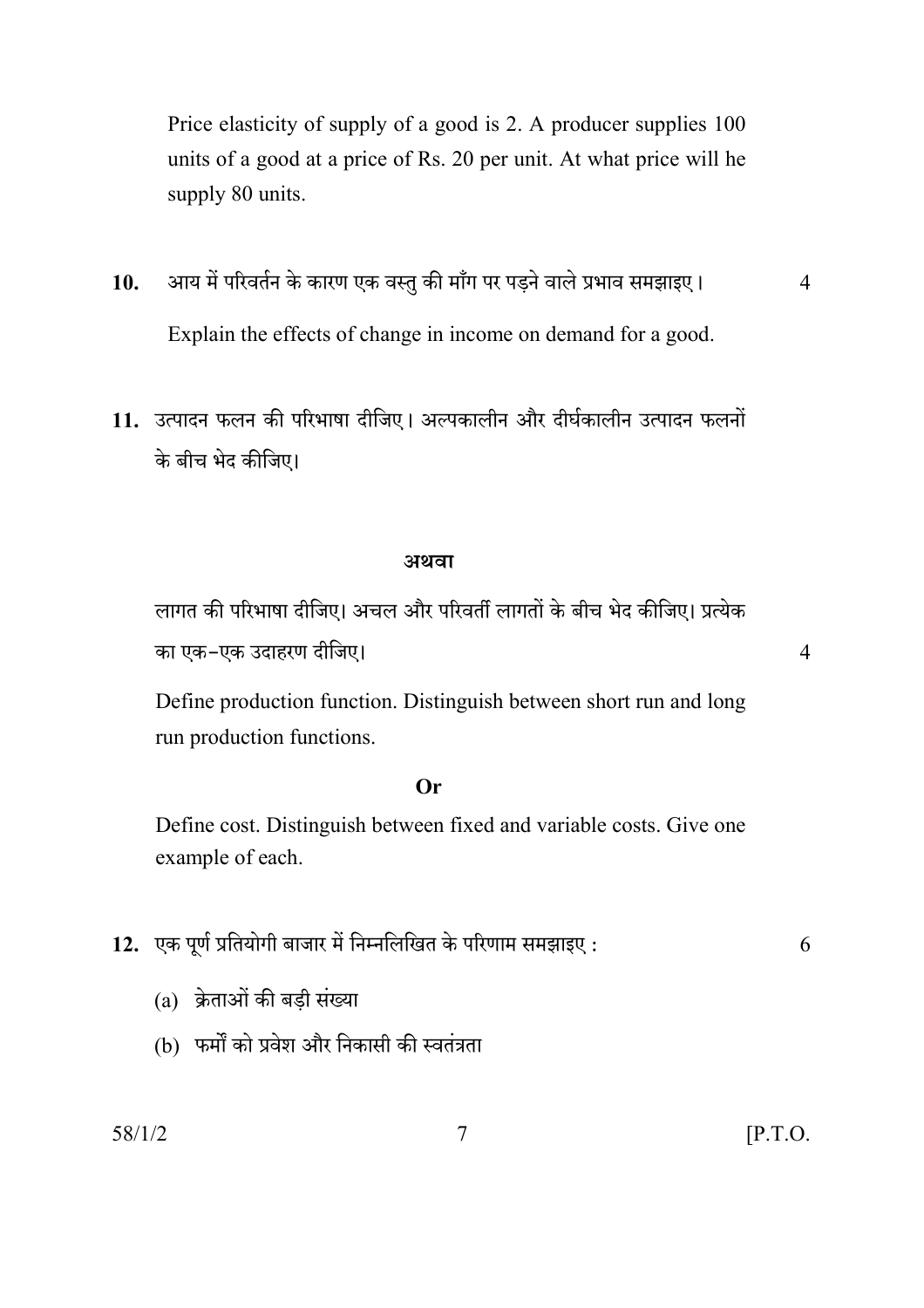Price elasticity of supply of a good is 2. A producer supplies 100 units of a good at a price of Rs. 20 per unit. At what price will he supply 80 units.

**10.** आय में परिवर्तन के कारण एक वस्तु की माँग पर पड़ने वाले प्रभाव समझाइए। 4

Explain the effects of change in income on demand for a good.

**11.** उत्पादन फलन की परिभाषा दीजिए। अल्पकालीन और दीर्घकालीन उत्पादन फलनों के बीच भेद कीजिए।

**अथवा**

लागत की परिभाषा दीजिए। अचल और परिवर्ती लागतों के बीच भेद कीजिए। प्रत्येक का एक-एक उदाहरण दीजिए। 4

Define production function. Distinguish between short run and long run production functions.

**Or**

Define cost. Distinguish between fixed and variable costs. Give one example of each.

**12.** एक पूर्ण प्रतियोगी बाजार में निम्नलिखित के परिणाम समझाइए : 6

(a) क्रेताओं की बड़ी संख्या

(b) फर्मों को प्रवेश और निकासी की स्वतंत्रता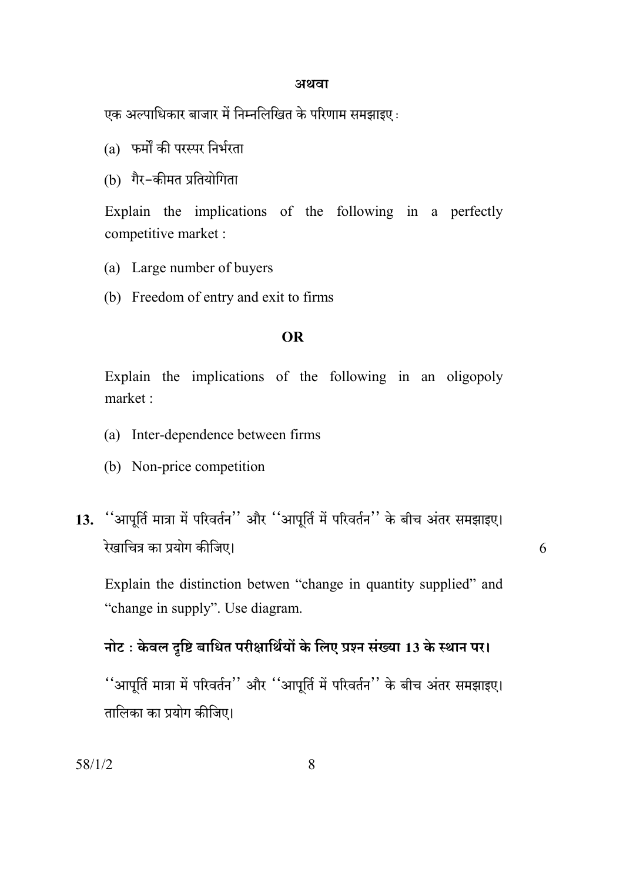**अथवा**

एक अल्पाधिकार बाजार में निम्नलिखित के परिणाम समझाइए :

(a) फर्मों की परस्पर निर्भरता

(b) गैर–कीमत प्रतियोगिता

Explain the implications of the following in a perfectly competitive market :

(a) Large number of buyers

(b) Freedom of entry and exit to firms

**OR**

Explain the implications of the following in an oligopoly market :

(a) Inter-dependence between firms

(b) Non-price competition

13. ''आपूर्ति मात्रा में परिवर्तन'' और ''आपूर्ति में परिवर्तन'' के बीच अंतर समझाइए। रेखाचित्र का प्रयोग कीजिए। 6

Explain the distinction betwen "change in quantity supplied" and "change in supply". Use diagram.

**नोट : केवल दृष्टि बाधित परीक्षार्थियों के लिए प्रश्न संख्या 13 के स्थान पर।**

''आपूर्ति मात्रा में परिवर्तन'' और ''आपूर्ति में परिवर्तन'' के बीच अंतर समझाइए। तालिका का प्रयोग कीजिए।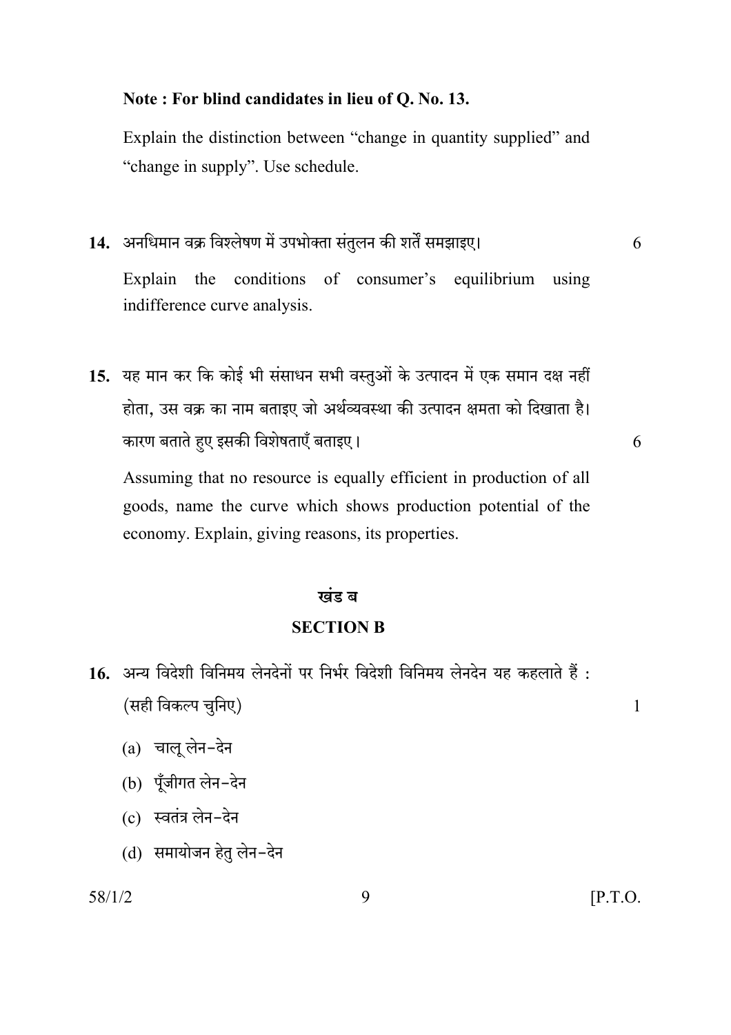**Note : For blind candidates in lieu of Q. No. 13.**

Explain the distinction between "change in quantity supplied" and "change in supply". Use schedule.

**14.** अनधिमान वक्र विश्लेषण में उपभोक्ता संतुलन की शर्तें समझाइए। 6

Explain the conditions of consumer's equilibrium using indifference curve analysis.

**15.** यह मान कर कि कोई भी संसाधन सभी वस्तुओं के उत्पादन में एक समान दक्ष नहीं होता, उस वक्र का नाम बताइए जो अर्थव्यवस्था की उत्पादन क्षमता को दिखाता है। कारण बताते हुए इसकी विशेषताएँ बताइए। 6

Assuming that no resource is equally efficient in production of all goods, name the curve which shows production potential of the economy. Explain, giving reasons, its properties.

## खंड ब

## SECTION B

**16.** अन्य विदेशी विनिमय लेनदेनों पर निर्भर विदेशी विनिमय लेनदेन यह कहलाते हैं : (सही विकल्प चुनिए) 1

(a) चालू लेन-देन

(b) पूँजीगत लेन-देन

(c) स्वतंत्र लेन-देन

(d) समायोजन हेतु लेन-देन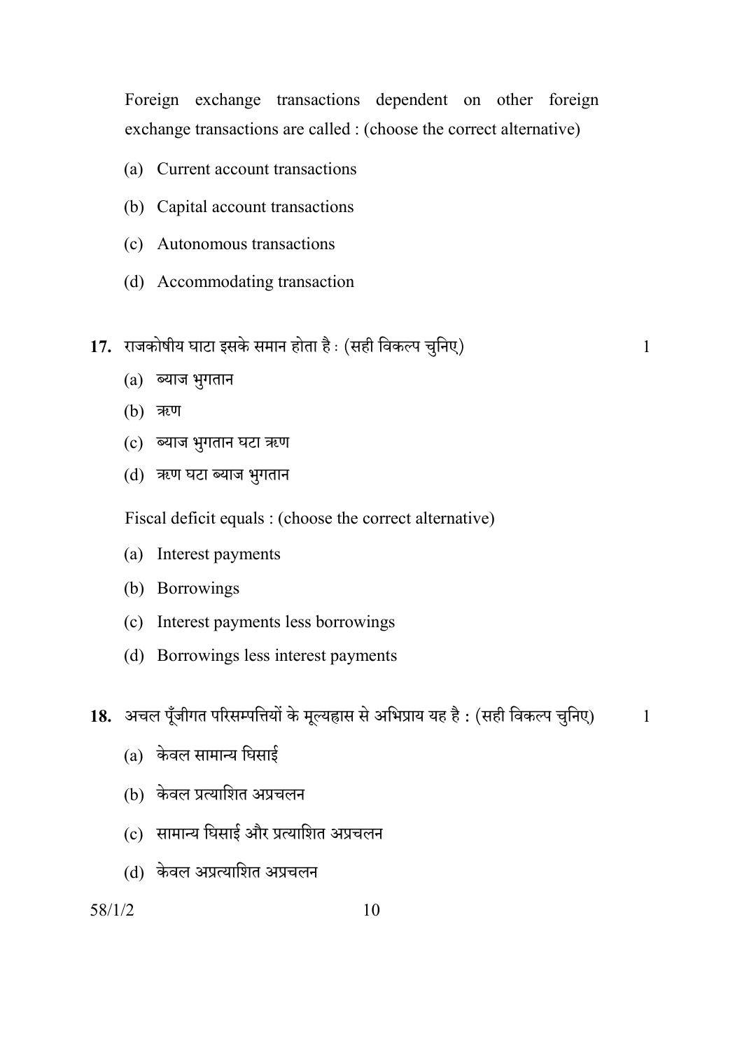Foreign exchange transactions dependent on other foreign exchange transactions are called : (choose the correct alternative)

(a) Current account transactions

(b) Capital account transactions

(c) Autonomous transactions

(d) Accommodating transaction

**17.** राजकोषीय घाटा इसके समान होता है : (सही विकल्प चुनिए) 1

(a) ब्याज भुगतान

(b) ऋण

(c) ब्याज भुगतान घटा ऋण

(d) ऋण घटा ब्याज भुगतान

Fiscal deficit equals : (choose the correct alternative)

(a) Interest payments

(b) Borrowings

(c) Interest payments less borrowings

(d) Borrowings less interest payments

**18.** अचल पूँजीगत परिसम्पत्तियों के मूल्यह्रास से अभिप्राय यह है : (सही विकल्प चुनिए) 1

(a) केवल सामान्य घिसाई

(b) केवल प्रत्याशित अप्रचलन

(c) सामान्य घिसाई और प्रत्याशित अप्रचलन

(d) केवल अप्रत्याशित अप्रचलन

58/1/2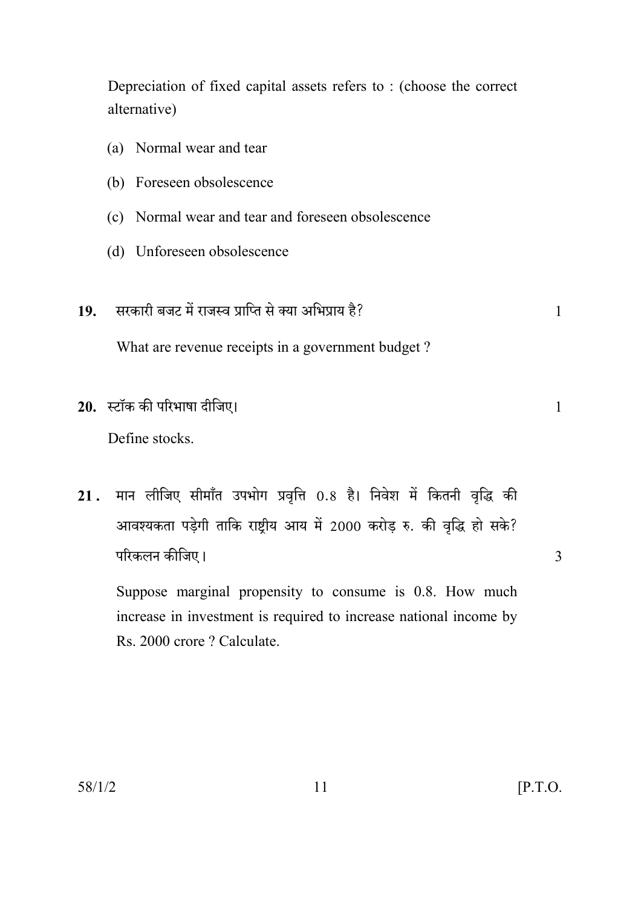Depreciation of fixed capital assets refers to : (choose the correct alternative)

(a) Normal wear and tear

(b) Foreseen obsolescence

(c) Normal wear and tear and foreseen obsolescence

(d) Unforeseen obsolescence

**19.** सरकारी बजट में राजस्व प्राप्ति से क्या अभिप्राय है? 1

What are revenue receipts in a government budget ?

**20.** स्टॉक की परिभाषा दीजिए। 1

Define stocks.

**21.** मान लीजिए सीमाँत उपभोग प्रवृत्ति 0.8 है। निवेश में कितनी वृद्धि की आवश्यकता पड़ेगी ताकि राष्ट्रीय आय में 2000 करोड़ रु. की वृद्धि हो सके? परिकलन कीजिए। 3

Suppose marginal propensity to consume is 0.8. How much increase in investment is required to increase national income by Rs. 2000 crore ? Calculate.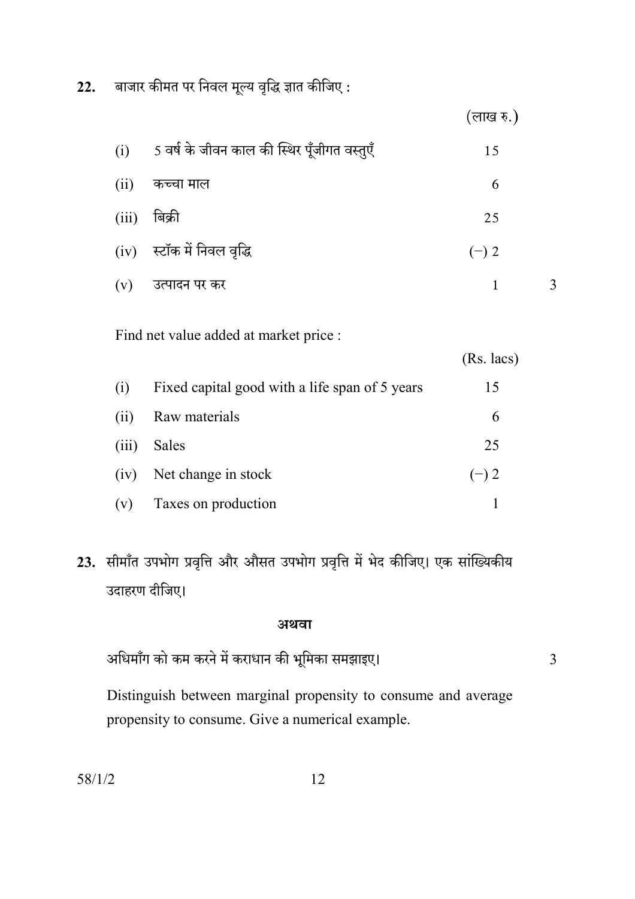**22.** बाजार कीमत पर निवल मूल्य वृद्धि ज्ञात कीजिए :

| | | (लाख रु.) | |
|---|---|---|---|
| (i) | 5 वर्ष के जीवन काल की स्थिर पूँजीगत वस्तुएँ | 15 | |
| (ii) | कच्चा माल | 6 | |
| (iii) | बिक्री | 25 | |
| (iv) | स्टॉक में निवल वृद्धि | (−) 2 | |
| (v) | उत्पादन पर कर | 1 | 3 |

Find net value added at market price :

| | | (Rs. lacs) |
|---|---|---|
| (i) | Fixed capital good with a life span of 5 years | 15 |
| (ii) | Raw materials | 6 |
| (iii) | Sales | 25 |
| (iv) | Net change in stock | (−) 2 |
| (v) | Taxes on production | 1 |

**23.** सीमाँत उपभोग प्रवृत्ति और औसत उपभोग प्रवृत्ति में भेद कीजिए। एक सांख्यिकीय उदाहरण दीजिए।

**अथवा**

अधिमाँग को कम करने में कराधान की भूमिका समझाइए। 3

Distinguish between marginal propensity to consume and average propensity to consume. Give a numerical example.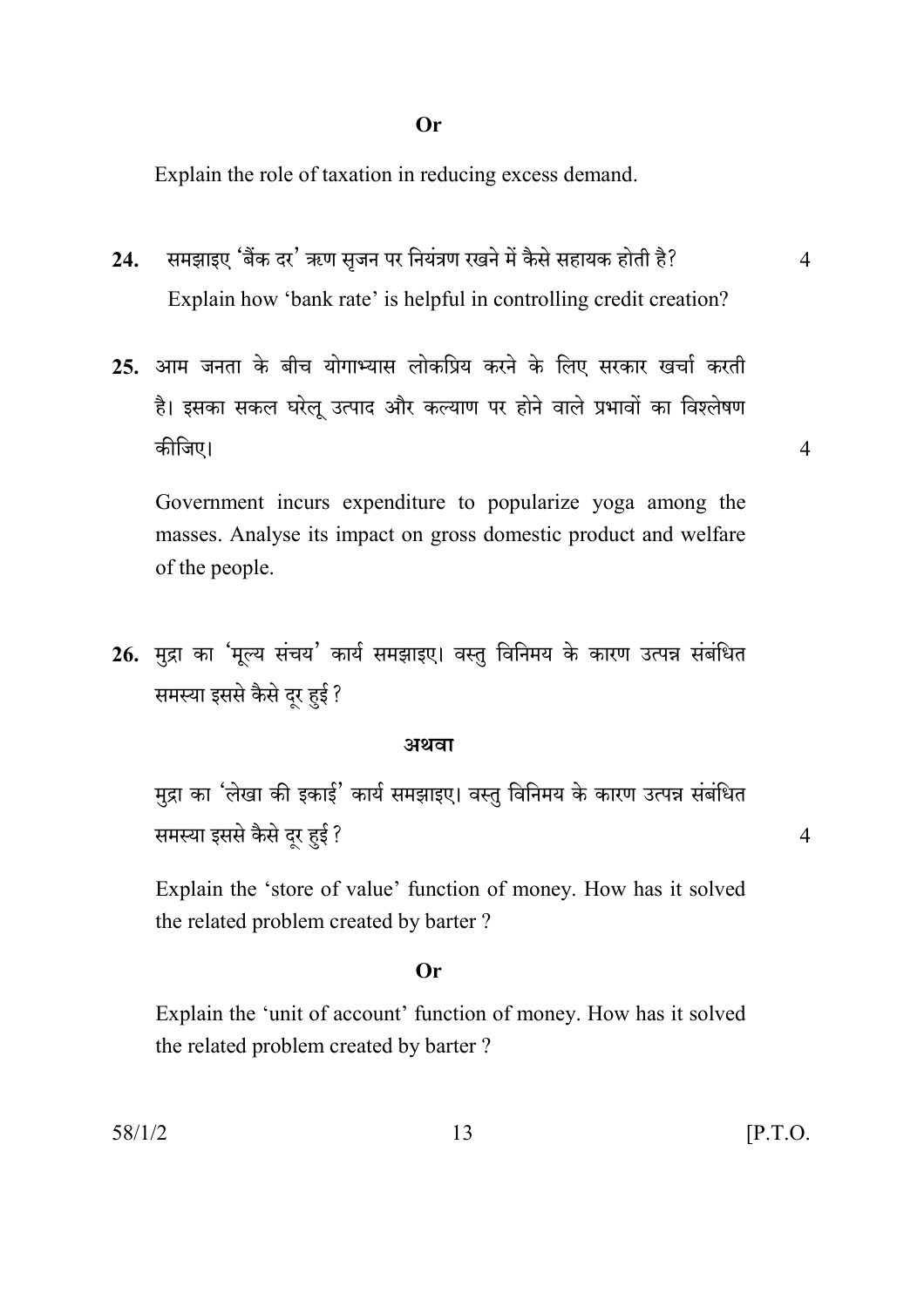**Or**

Explain the role of taxation in reducing excess demand.

**24.** समझाइए 'बैंक दर' ऋण सृजन पर नियंत्रण रखने में कैसे सहायक होती है? 4

Explain how 'bank rate' is helpful in controlling credit creation?

**25.** आम जनता के बीच योगाभ्यास लोकप्रिय करने के लिए सरकार खर्चा करती है। इसका सकल घरेलू उत्पाद और कल्याण पर होने वाले प्रभावों का विश्लेषण कीजिए। 4

Government incurs expenditure to popularize yoga among the masses. Analyse its impact on gross domestic product and welfare of the people.

**26.** मुद्रा का 'मूल्य संचय' कार्य समझाइए। वस्तु विनिमय के कारण उत्पन्न संबंधित समस्या इससे कैसे दूर हुई?

**अथवा**

मुद्रा का 'लेखा की इकाई' कार्य समझाइए। वस्तु विनिमय के कारण उत्पन्न संबंधित समस्या इससे कैसे दूर हुई? 4

Explain the 'store of value' function of money. How has it solved the related problem created by barter?

**Or**

Explain the 'unit of account' function of money. How has it solved the related problem created by barter?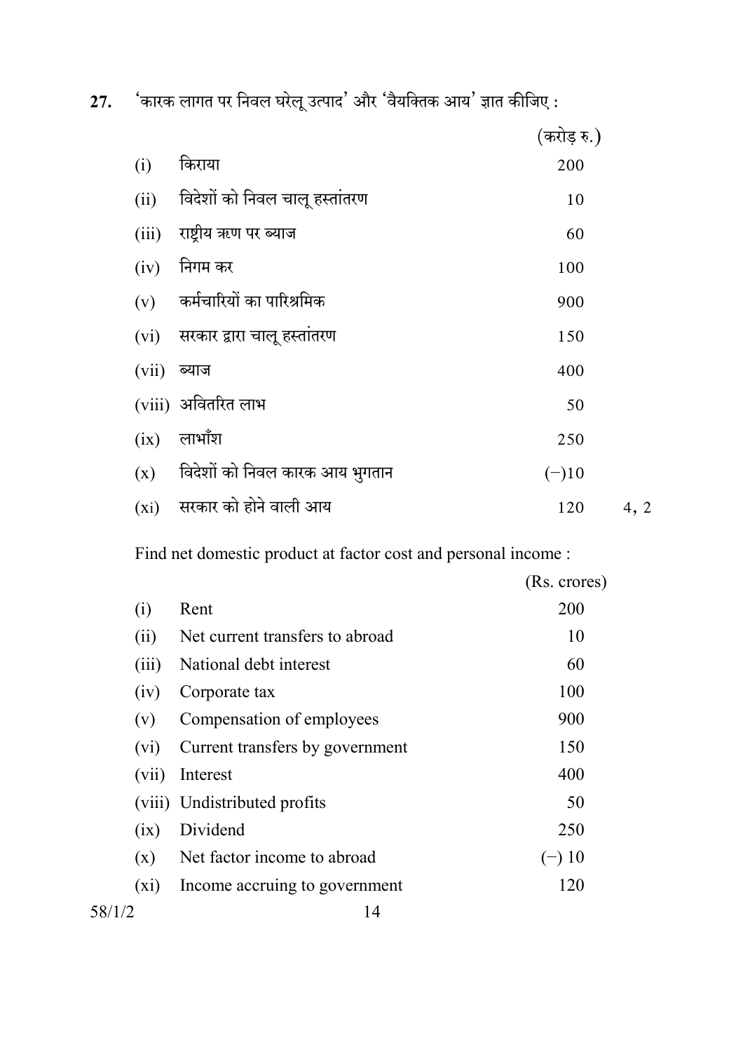**27.** 'कारक लागत पर निवल घरेलू उत्पाद' और 'वैयक्तिक आय' ज्ञात कीजिए : 4, 2

| | | (करोड़ रु.) |
|---|---|---|
| (i) | किराया | 200 |
| (ii) | विदेशों को निवल चालू हस्तांतरण | 10 |
| (iii) | राष्ट्रीय ऋण पर ब्याज | 60 |
| (iv) | निगम कर | 100 |
| (v) | कर्मचारियों का पारिश्रमिक | 900 |
| (vi) | सरकार द्वारा चालू हस्तांतरण | 150 |
| (vii) | ब्याज | 400 |
| (viii) | अवितरित लाभ | 50 |
| (ix) | लाभाँश | 250 |
| (x) | विदेशों को निवल कारक आय भुगतान | (−)10 |
| (xi) | सरकार को होने वाली आय | 120 |

Find net domestic product at factor cost and personal income :

| | | (Rs. crores) |
|---|---|---|
| (i) | Rent | 200 |
| (ii) | Net current transfers to abroad | 10 |
| (iii) | National debt interest | 60 |
| (iv) | Corporate tax | 100 |
| (v) | Compensation of employees | 900 |
| (vi) | Current transfers by government | 150 |
| (vii) | Interest | 400 |
| (viii) | Undistributed profits | 50 |
| (ix) | Dividend | 250 |
| (x) | Net factor income to abroad | (−) 10 |
| (xi) | Income accruing to government | 120 |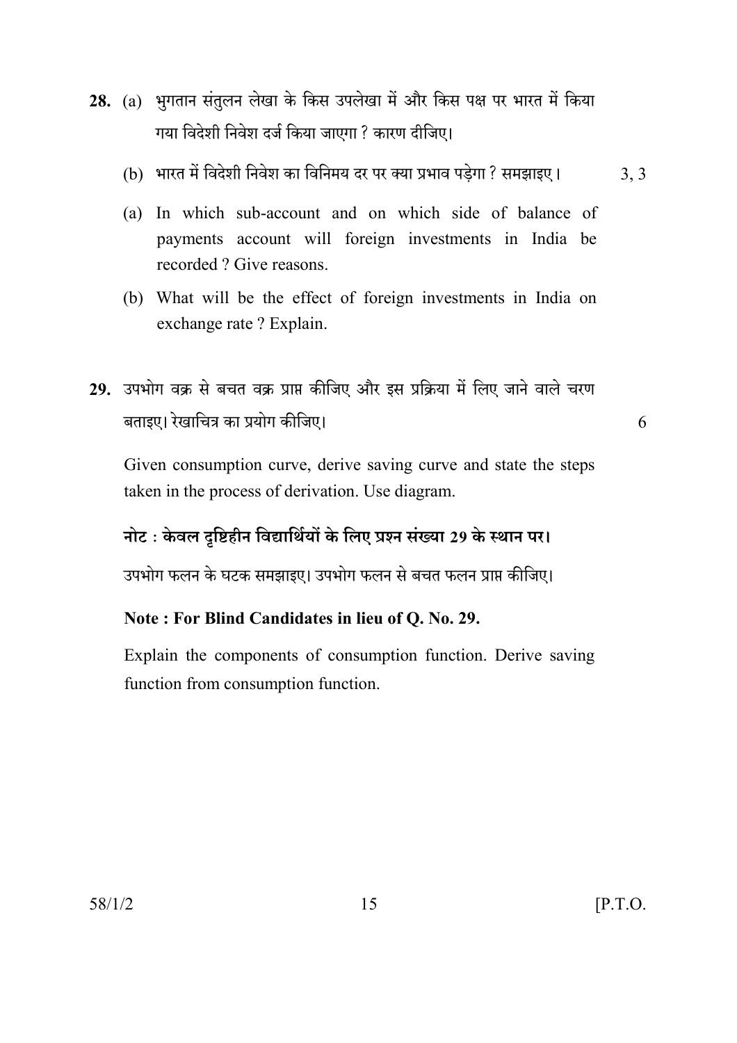**28.** (a) भुगतान संतुलन लेखा के किस उपलेखा में और किस पक्ष पर भारत में किया गया विदेशी निवेश दर्ज किया जाएगा ? कारण दीजिए।

(b) भारत में विदेशी निवेश का विनिमय दर पर क्या प्रभाव पड़ेगा ? समझाइए। 3, 3

(a) In which sub-account and on which side of balance of payments account will foreign investments in India be recorded ? Give reasons.

(b) What will be the effect of foreign investments in India on exchange rate ? Explain.

**29.** उपभोग वक्र से बचत वक्र प्राप्त कीजिए और इस प्रक्रिया में लिए जाने वाले चरण बताइए। रेखाचित्र का प्रयोग कीजिए। 6

Given consumption curve, derive saving curve and state the steps taken in the process of derivation. Use diagram.

**नोट : केवल दृष्टिहीन विद्यार्थियों के लिए प्रश्न संख्या 29 के स्थान पर।**

उपभोग फलन के घटक समझाइए। उपभोग फलन से बचत फलन प्राप्त कीजिए।

**Note : For Blind Candidates in lieu of Q. No. 29.**

Explain the components of consumption function. Derive saving function from consumption function.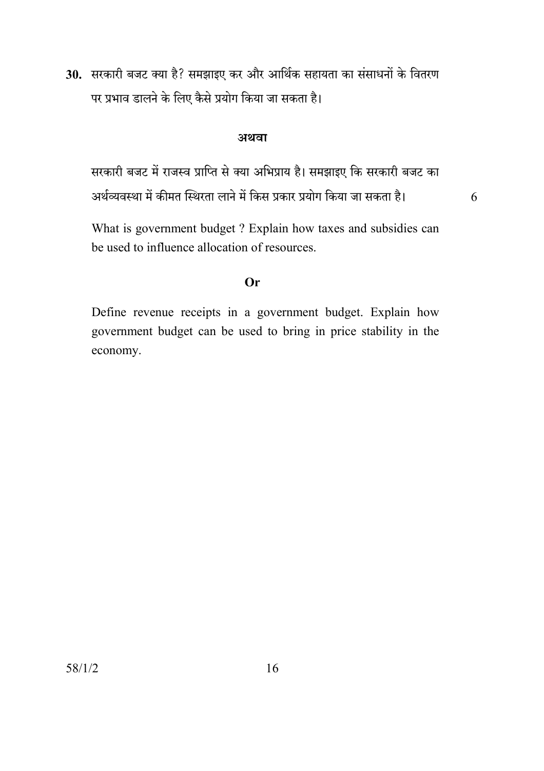**30.** सरकारी बजट क्या है? समझाइए कर और आर्थिक सहायता का संसाधनों के वितरण पर प्रभाव डालने के लिए कैसे प्रयोग किया जा सकता है।

**अथवा**

सरकारी बजट में राजस्व प्राप्ति से क्या अभिप्राय है। समझाइए कि सरकारी बजट का अर्थव्यवस्था में कीमत स्थिरता लाने में किस प्रकार प्रयोग किया जा सकता है। 6

What is government budget ? Explain how taxes and subsidies can be used to influence allocation of resources.

**Or**

Define revenue receipts in a government budget. Explain how government budget can be used to bring in price stability in the economy.